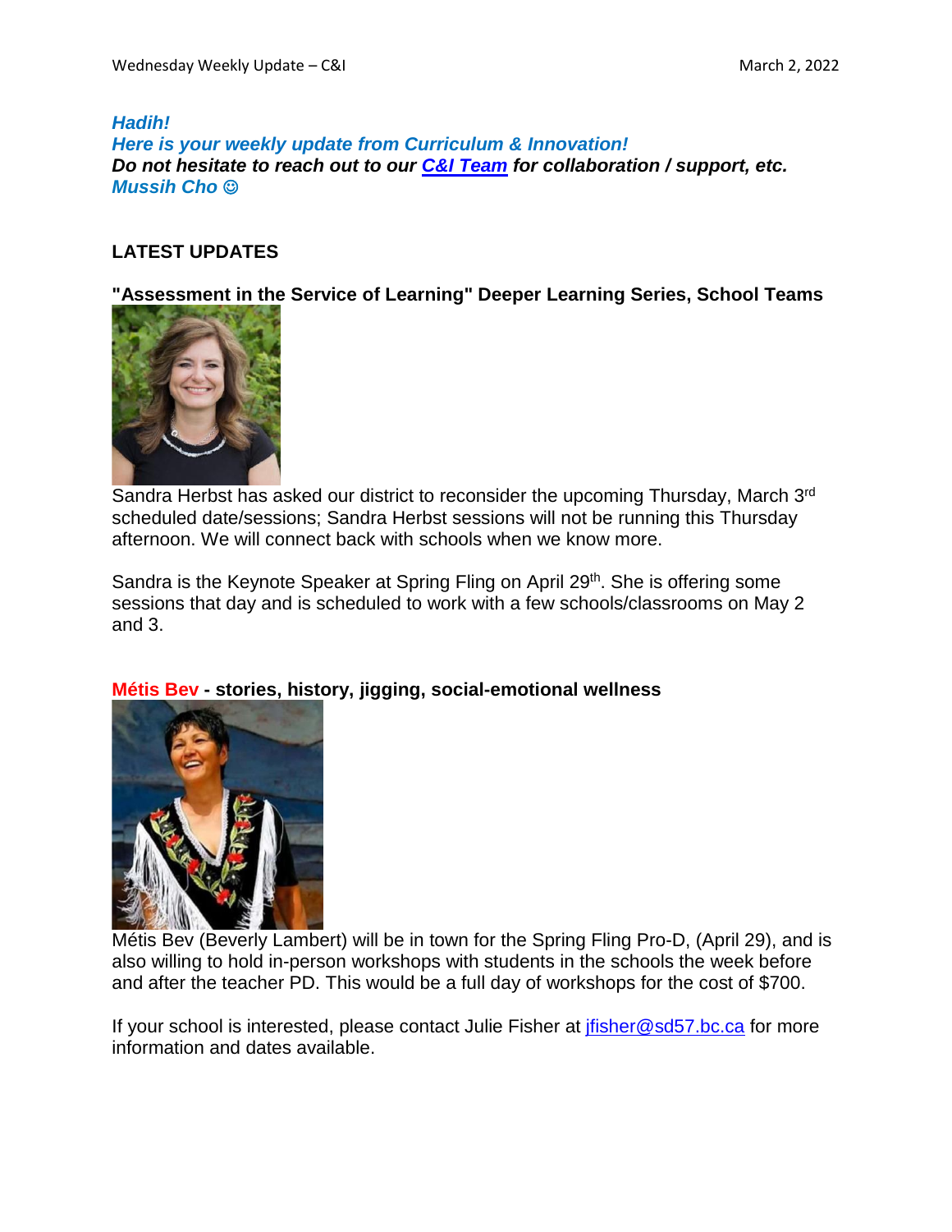***Hadih!***
***Here is your weekly update from Curriculum & Innovation!***
***Do not hesitate to reach out to our C&I Team for collaboration / support, etc.***
***Mussih Cho ☺***

## LATEST UPDATES

### "Assessment in the Service of Learning" Deeper Learning Series, School Teams

Sandra Herbst has asked our district to reconsider the upcoming Thursday, March 3rd scheduled date/sessions; Sandra Herbst sessions will not be running this Thursday afternoon. We will connect back with schools when we know more.

Sandra is the Keynote Speaker at Spring Fling on April 29th. She is offering some sessions that day and is scheduled to work with a few schools/classrooms on May 2 and 3.

### Métis Bev - stories, history, jigging, social-emotional wellness

Métis Bev (Beverly Lambert) will be in town for the Spring Fling Pro-D, (April 29), and is also willing to hold in-person workshops with students in the schools the week before and after the teacher PD. This would be a full day of workshops for the cost of $700.

If your school is interested, please contact Julie Fisher at jfisher@sd57.bc.ca for more information and dates available.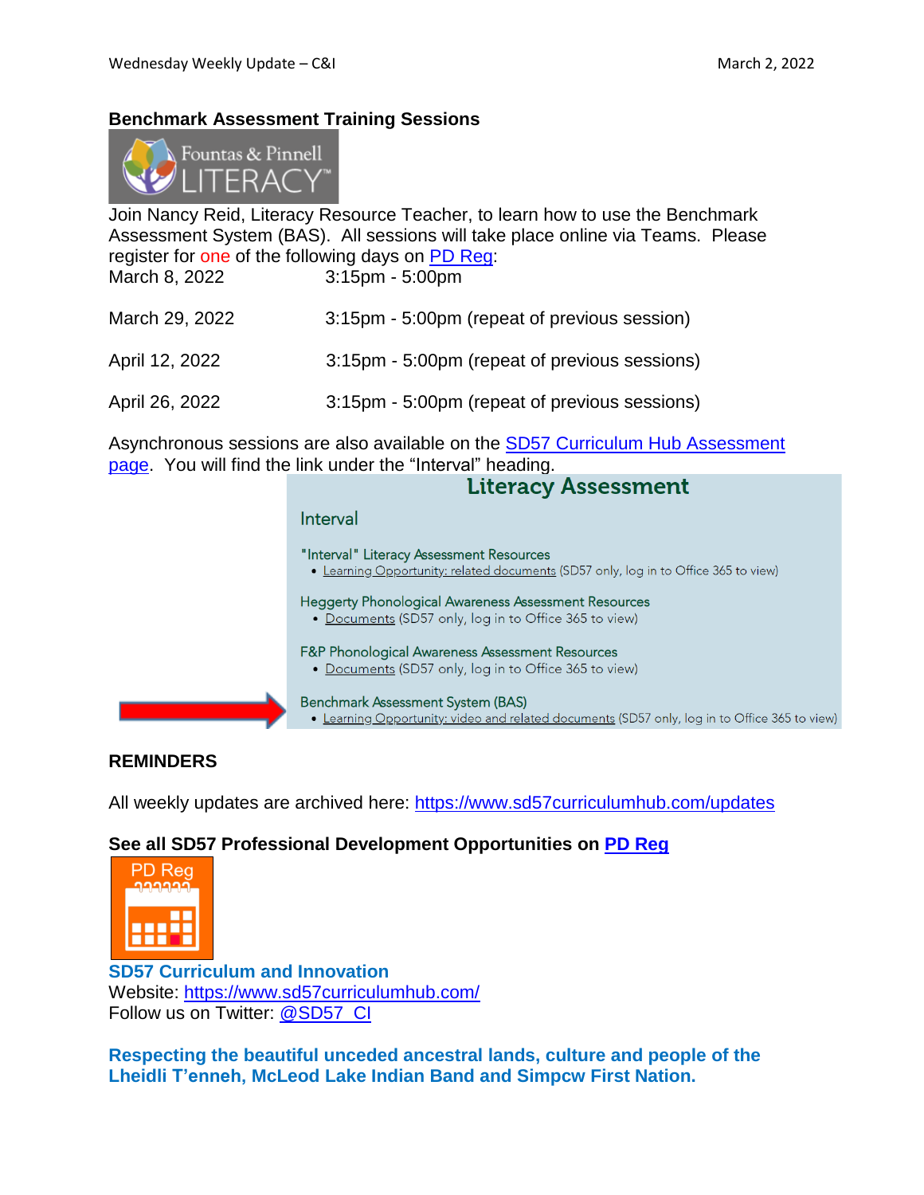## Benchmark Assessment Training Sessions

Join Nancy Reid, Literacy Resource Teacher, to learn how to use the Benchmark Assessment System (BAS). All sessions will take place online via Teams. Please register for one of the following days on PD Reg:

| | |
|---|---|
| March 8, 2022 | 3:15pm - 5:00pm |
| March 29, 2022 | 3:15pm - 5:00pm (repeat of previous session) |
| April 12, 2022 | 3:15pm - 5:00pm (repeat of previous sessions) |
| April 26, 2022 | 3:15pm - 5:00pm (repeat of previous sessions) |

Asynchronous sessions are also available on the SD57 Curriculum Hub Assessment page. You will find the link under the "Interval" heading.

**Literacy Assessment**

Interval

"Interval" Literacy Assessment Resources
- Learning Opportunity: related documents (SD57 only, log in to Office 365 to view)

Heggerty Phonological Awareness Assessment Resources
- Documents (SD57 only, log in to Office 365 to view)

F&P Phonological Awareness Assessment Resources
- Documents (SD57 only, log in to Office 365 to view)

Benchmark Assessment System (BAS)
- Learning Opportunity: video and related documents (SD57 only, log in to Office 365 to view)

### REMINDERS

All weekly updates are archived here: https://www.sd57curriculumhub.com/updates

**See all SD57 Professional Development Opportunities on PD Reg**

**SD57 Curriculum and Innovation**
Website: https://www.sd57curriculumhub.com/
Follow us on Twitter: @SD57_CI

**Respecting the beautiful unceded ancestral lands, culture and people of the Lheidli T'enneh, McLeod Lake Indian Band and Simpcw First Nation.**